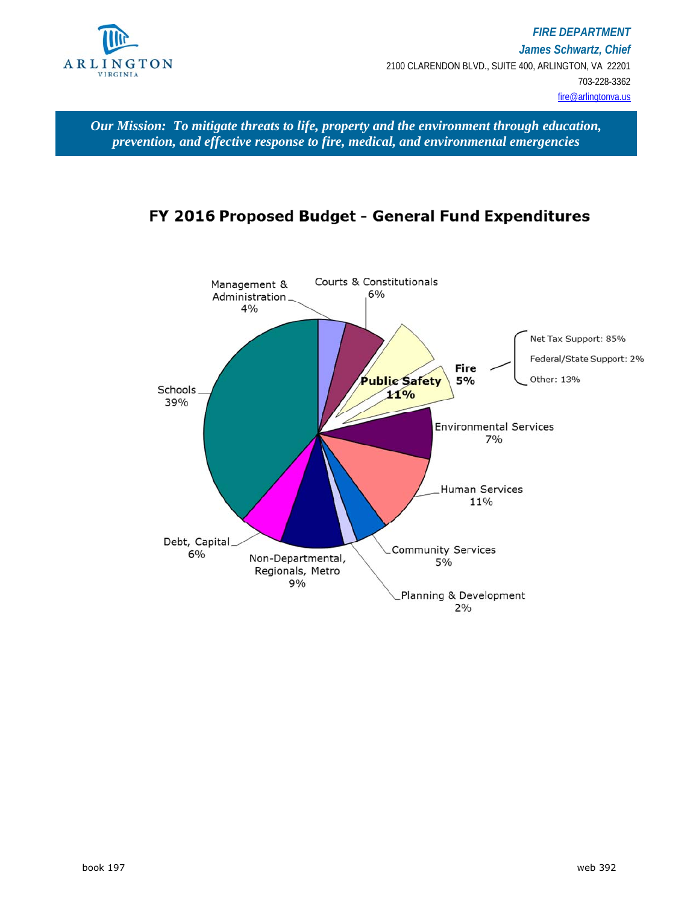ARLINGTON VIRGINIA

*FIRE DEPARTMENT*
*James Schwartz, Chief*
2100 CLARENDON BLVD., SUITE 400, ARLINGTON, VA 22201
703-228-3362
fire@arlingtonva.us

***Our Mission: To mitigate threats to life, property and the environment through education, prevention, and effective response to fire, medical, and environmental emergencies***

## FY 2016 Proposed Budget - General Fund Expenditures

- Management & Administration 4%
- Courts & Constitutionals 6%
- **Public Safety 11%**
- **Fire 5%**
  - Net Tax Support: 85%
  - Federal/State Support: 2%
  - Other: 13%
- Environmental Services 7%
- Human Services 11%
- Community Services 5%
- Planning & Development 2%
- Non-Departmental, Regionals, Metro 9%
- Debt, Capital 6%
- Schools 39%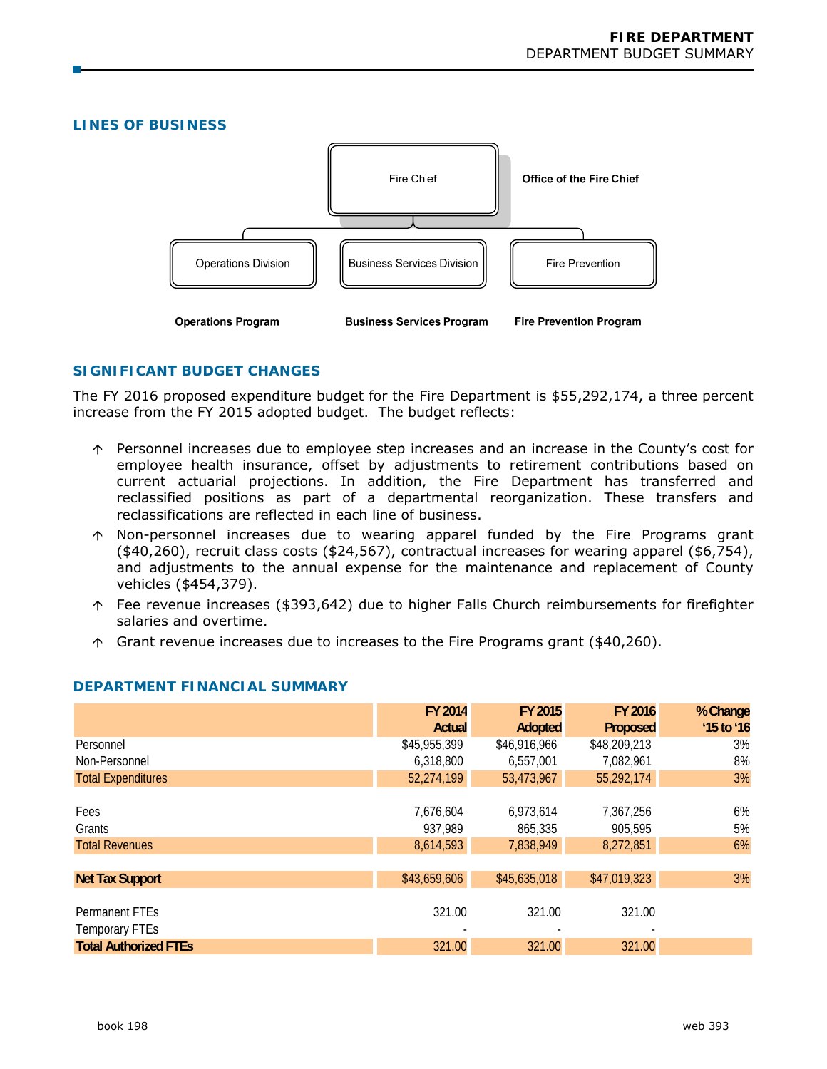## LINES OF BUSINESS

Fire Chief — Office of the Fire Chief

- Operations Division — **Operations Program**
- Business Services Division — **Business Services Program**
- Fire Prevention — **Fire Prevention Program**

## SIGNIFICANT BUDGET CHANGES

The FY 2016 proposed expenditure budget for the Fire Department is $55,292,174, a three percent increase from the FY 2015 adopted budget. The budget reflects:

- ↑ Personnel increases due to employee step increases and an increase in the County's cost for employee health insurance, offset by adjustments to retirement contributions based on current actuarial projections. In addition, the Fire Department has transferred and reclassified positions as part of a departmental reorganization. These transfers and reclassifications are reflected in each line of business.
- ↑ Non-personnel increases due to wearing apparel funded by the Fire Programs grant ($40,260), recruit class costs ($24,567), contractual increases for wearing apparel ($6,754), and adjustments to the annual expense for the maintenance and replacement of County vehicles ($454,379).
- ↑ Fee revenue increases ($393,642) due to higher Falls Church reimbursements for firefighter salaries and overtime.
- ↑ Grant revenue increases due to increases to the Fire Programs grant ($40,260).

## DEPARTMENT FINANCIAL SUMMARY

| | FY 2014 Actual | FY 2015 Adopted | FY 2016 Proposed | % Change '15 to '16 |
|---|---|---|---|---|
| Personnel | $45,955,399 | $46,916,966 | $48,209,213 | 3% |
| Non-Personnel | 6,318,800 | 6,557,001 | 7,082,961 | 8% |
| Total Expenditures | 52,274,199 | 53,473,967 | 55,292,174 | 3% |
| | | | | |
| Fees | 7,676,604 | 6,973,614 | 7,367,256 | 6% |
| Grants | 937,989 | 865,335 | 905,595 | 5% |
| Total Revenues | 8,614,593 | 7,838,949 | 8,272,851 | 6% |
| | | | | |
| **Net Tax Support** | $43,659,606 | $45,635,018 | $47,019,323 | 3% |
| | | | | |
| Permanent FTEs | 321.00 | 321.00 | 321.00 | |
| Temporary FTEs | - | - | - | |
| **Total Authorized FTEs** | 321.00 | 321.00 | 321.00 | |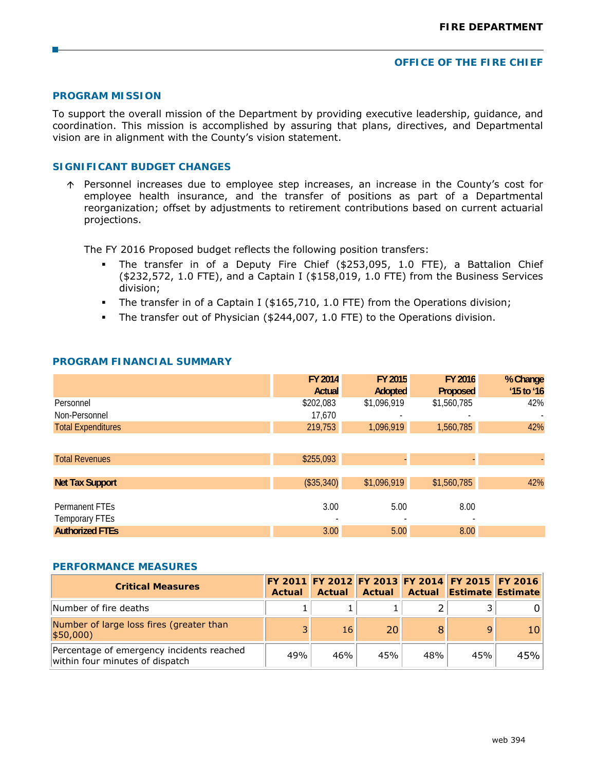## OFFICE OF THE FIRE CHIEF

### PROGRAM MISSION

To support the overall mission of the Department by providing executive leadership, guidance, and coordination. This mission is accomplished by assuring that plans, directives, and Departmental vision are in alignment with the County's vision statement.

### SIGNIFICANT BUDGET CHANGES

↑ Personnel increases due to employee step increases, an increase in the County's cost for employee health insurance, and the transfer of positions as part of a Departmental reorganization; offset by adjustments to retirement contributions based on current actuarial projections.

The FY 2016 Proposed budget reflects the following position transfers:

- The transfer in of a Deputy Fire Chief ($253,095, 1.0 FTE), a Battalion Chief ($232,572, 1.0 FTE), and a Captain I ($158,019, 1.0 FTE) from the Business Services division;
- The transfer in of a Captain I ($165,710, 1.0 FTE) from the Operations division;
- The transfer out of Physician ($244,007, 1.0 FTE) to the Operations division.

### PROGRAM FINANCIAL SUMMARY

| | FY 2014 Actual | FY 2015 Adopted | FY 2016 Proposed | % Change '15 to '16 |
|---|---|---|---|---|
| Personnel | $202,083 | $1,096,919 | $1,560,785 | 42% |
| Non-Personnel | 17,670 | - | - | - |
| Total Expenditures | 219,753 | 1,096,919 | 1,560,785 | 42% |
| Total Revenues | $255,093 | - | - | - |
| **Net Tax Support** | ($35,340) | $1,096,919 | $1,560,785 | 42% |
| Permanent FTEs | 3.00 | 5.00 | 8.00 | |
| Temporary FTEs | - | - | - | |
| **Authorized FTEs** | 3.00 | 5.00 | 8.00 | |

### PERFORMANCE MEASURES

| Critical Measures | FY 2011 Actual | FY 2012 Actual | FY 2013 Actual | FY 2014 Actual | FY 2015 Estimate | FY 2016 Estimate |
|---|---|---|---|---|---|---|
| Number of fire deaths | 1 | 1 | 1 | 2 | 3 | 0 |
| Number of large loss fires (greater than $50,000) | 3 | 16 | 20 | 8 | 9 | 10 |
| Percentage of emergency incidents reached within four minutes of dispatch | 49% | 46% | 45% | 48% | 45% | 45% |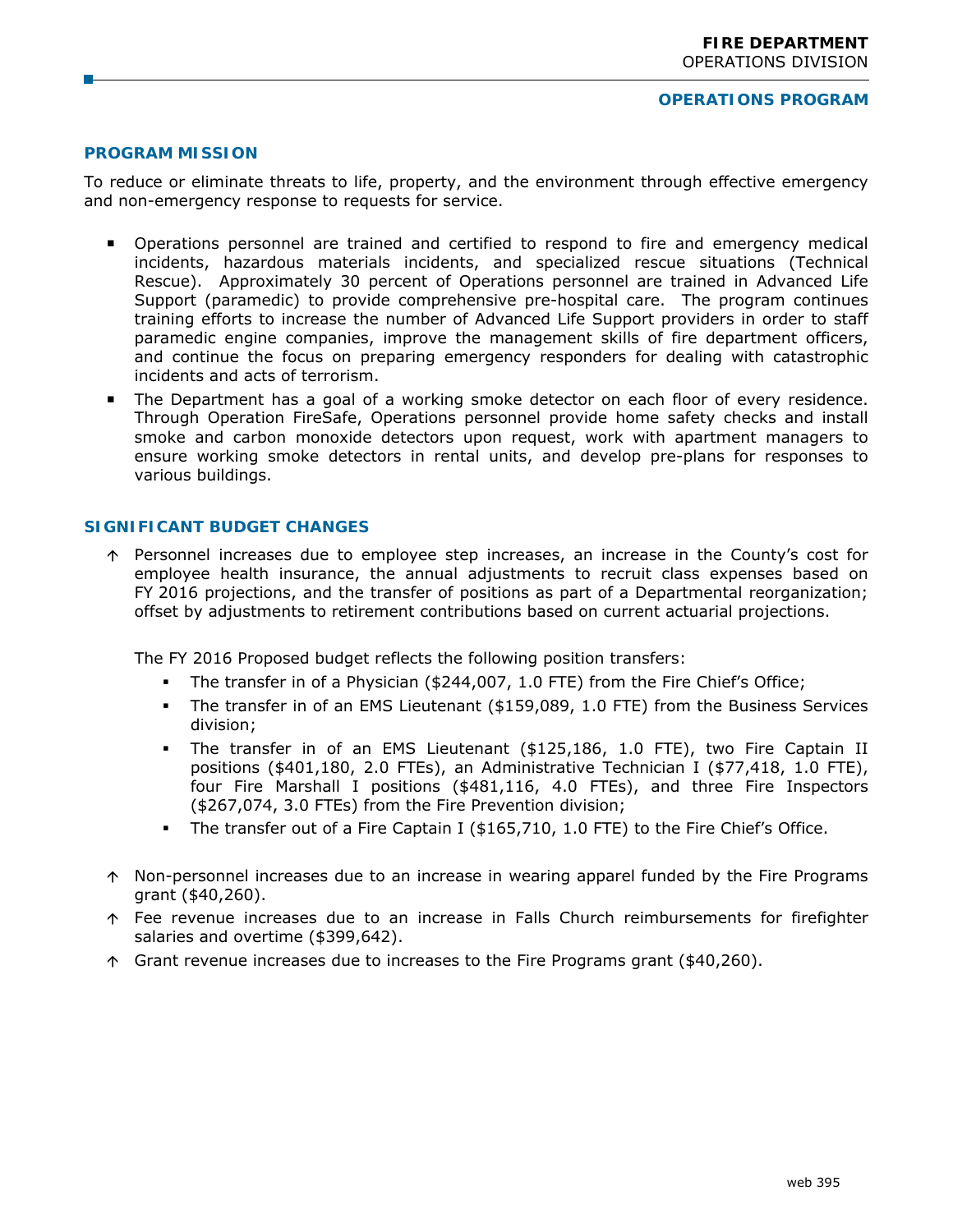# FIRE DEPARTMENT
OPERATIONS DIVISION

## OPERATIONS PROGRAM

### PROGRAM MISSION

To reduce or eliminate threats to life, property, and the environment through effective emergency and non-emergency response to requests for service.

- Operations personnel are trained and certified to respond to fire and emergency medical incidents, hazardous materials incidents, and specialized rescue situations (Technical Rescue). Approximately 30 percent of Operations personnel are trained in Advanced Life Support (paramedic) to provide comprehensive pre-hospital care. The program continues training efforts to increase the number of Advanced Life Support providers in order to staff paramedic engine companies, improve the management skills of fire department officers, and continue the focus on preparing emergency responders for dealing with catastrophic incidents and acts of terrorism.
- The Department has a goal of a working smoke detector on each floor of every residence. Through Operation FireSafe, Operations personnel provide home safety checks and install smoke and carbon monoxide detectors upon request, work with apartment managers to ensure working smoke detectors in rental units, and develop pre-plans for responses to various buildings.

### SIGNIFICANT BUDGET CHANGES

↑ Personnel increases due to employee step increases, an increase in the County's cost for employee health insurance, the annual adjustments to recruit class expenses based on FY 2016 projections, and the transfer of positions as part of a Departmental reorganization; offset by adjustments to retirement contributions based on current actuarial projections.

The FY 2016 Proposed budget reflects the following position transfers:

- The transfer in of a Physician ($244,007, 1.0 FTE) from the Fire Chief's Office;
- The transfer in of an EMS Lieutenant ($159,089, 1.0 FTE) from the Business Services division;
- The transfer in of an EMS Lieutenant ($125,186, 1.0 FTE), two Fire Captain II positions ($401,180, 2.0 FTEs), an Administrative Technician I ($77,418, 1.0 FTE), four Fire Marshall I positions ($481,116, 4.0 FTEs), and three Fire Inspectors ($267,074, 3.0 FTEs) from the Fire Prevention division;
- The transfer out of a Fire Captain I ($165,710, 1.0 FTE) to the Fire Chief's Office.

↑ Non-personnel increases due to an increase in wearing apparel funded by the Fire Programs grant ($40,260).

↑ Fee revenue increases due to an increase in Falls Church reimbursements for firefighter salaries and overtime ($399,642).

↑ Grant revenue increases due to increases to the Fire Programs grant ($40,260).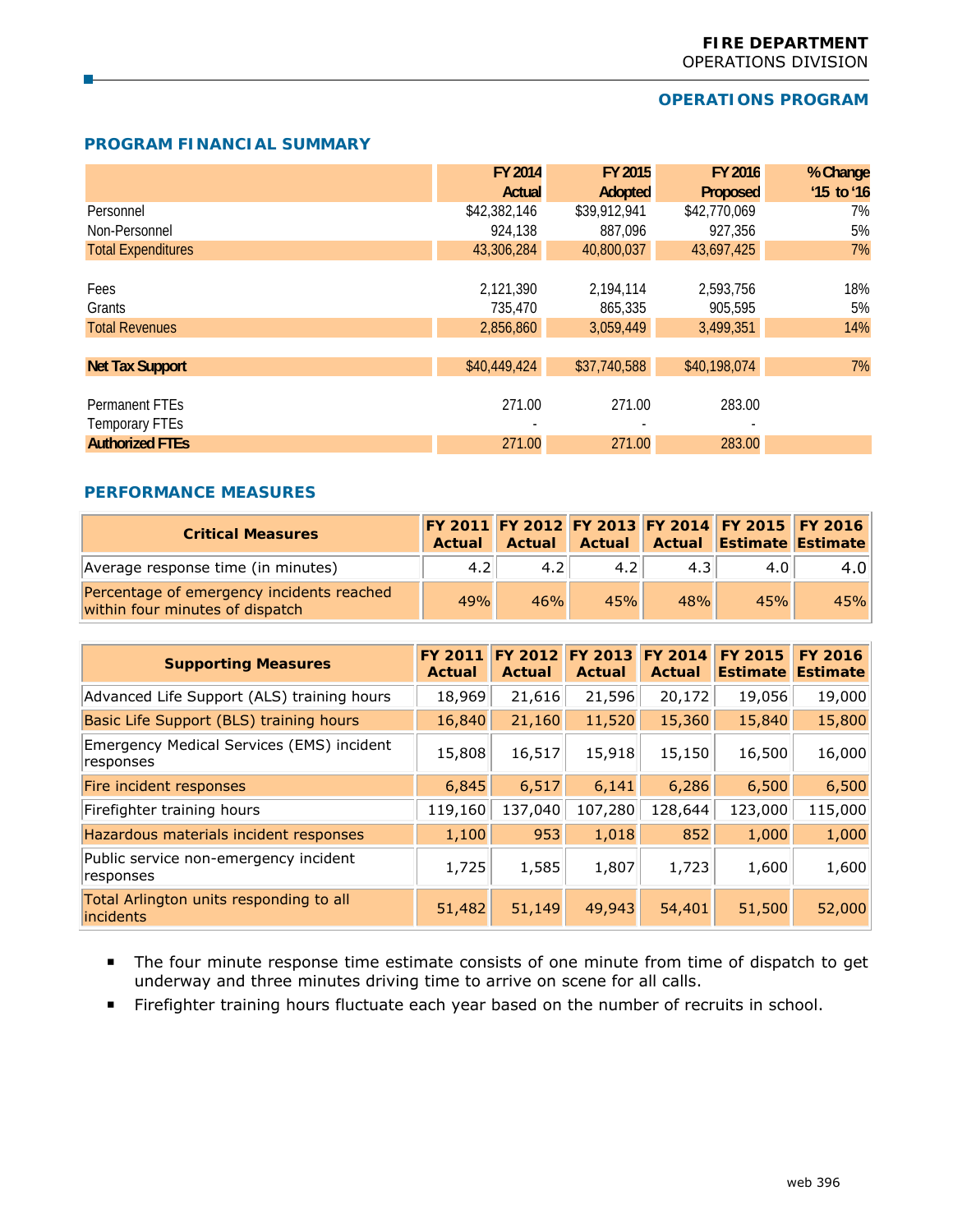# FIRE DEPARTMENT
OPERATIONS DIVISION

## OPERATIONS PROGRAM

### PROGRAM FINANCIAL SUMMARY

| | FY 2014 Actual | FY 2015 Adopted | FY 2016 Proposed | % Change '15 to '16 |
|---|---|---|---|---|
| Personnel | $42,382,146 | $39,912,941 | $42,770,069 | 7% |
| Non-Personnel | 924,138 | 887,096 | 927,356 | 5% |
| Total Expenditures | 43,306,284 | 40,800,037 | 43,697,425 | 7% |
| | | | | |
| Fees | 2,121,390 | 2,194,114 | 2,593,756 | 18% |
| Grants | 735,470 | 865,335 | 905,595 | 5% |
| Total Revenues | 2,856,860 | 3,059,449 | 3,499,351 | 14% |
| | | | | |
| **Net Tax Support** | $40,449,424 | $37,740,588 | $40,198,074 | 7% |
| | | | | |
| Permanent FTEs | 271.00 | 271.00 | 283.00 | |
| Temporary FTEs | - | - | - | |
| **Authorized FTEs** | 271.00 | 271.00 | 283.00 | |

### PERFORMANCE MEASURES

| Critical Measures | FY 2011 Actual | FY 2012 Actual | FY 2013 Actual | FY 2014 Actual | FY 2015 Estimate | FY 2016 Estimate |
|---|---|---|---|---|---|---|
| Average response time (in minutes) | 4.2 | 4.2 | 4.2 | 4.3 | 4.0 | 4.0 |
| Percentage of emergency incidents reached within four minutes of dispatch | 49% | 46% | 45% | 48% | 45% | 45% |

| Supporting Measures | FY 2011 Actual | FY 2012 Actual | FY 2013 Actual | FY 2014 Actual | FY 2015 Estimate | FY 2016 Estimate |
|---|---|---|---|---|---|---|
| Advanced Life Support (ALS) training hours | 18,969 | 21,616 | 21,596 | 20,172 | 19,056 | 19,000 |
| Basic Life Support (BLS) training hours | 16,840 | 21,160 | 11,520 | 15,360 | 15,840 | 15,800 |
| Emergency Medical Services (EMS) incident responses | 15,808 | 16,517 | 15,918 | 15,150 | 16,500 | 16,000 |
| Fire incident responses | 6,845 | 6,517 | 6,141 | 6,286 | 6,500 | 6,500 |
| Firefighter training hours | 119,160 | 137,040 | 107,280 | 128,644 | 123,000 | 115,000 |
| Hazardous materials incident responses | 1,100 | 953 | 1,018 | 852 | 1,000 | 1,000 |
| Public service non-emergency incident responses | 1,725 | 1,585 | 1,807 | 1,723 | 1,600 | 1,600 |
| Total Arlington units responding to all incidents | 51,482 | 51,149 | 49,943 | 54,401 | 51,500 | 52,000 |

- The four minute response time estimate consists of one minute from time of dispatch to get underway and three minutes driving time to arrive on scene for all calls.
- Firefighter training hours fluctuate each year based on the number of recruits in school.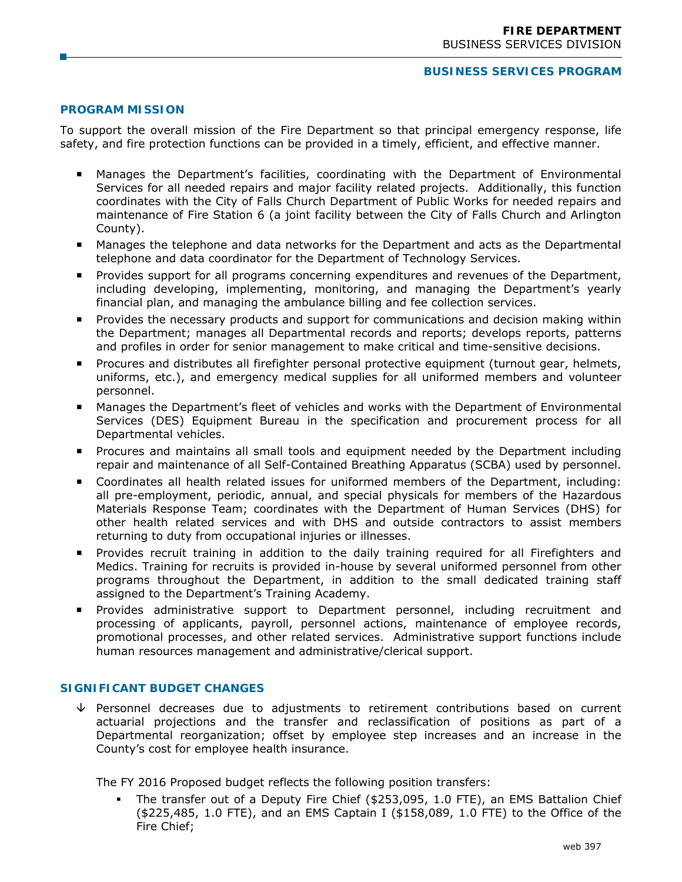## BUSINESS SERVICES PROGRAM

### PROGRAM MISSION

To support the overall mission of the Fire Department so that principal emergency response, life safety, and fire protection functions can be provided in a timely, efficient, and effective manner.

- Manages the Department's facilities, coordinating with the Department of Environmental Services for all needed repairs and major facility related projects. Additionally, this function coordinates with the City of Falls Church Department of Public Works for needed repairs and maintenance of Fire Station 6 (a joint facility between the City of Falls Church and Arlington County).
- Manages the telephone and data networks for the Department and acts as the Departmental telephone and data coordinator for the Department of Technology Services.
- Provides support for all programs concerning expenditures and revenues of the Department, including developing, implementing, monitoring, and managing the Department's yearly financial plan, and managing the ambulance billing and fee collection services.
- Provides the necessary products and support for communications and decision making within the Department; manages all Departmental records and reports; develops reports, patterns and profiles in order for senior management to make critical and time-sensitive decisions.
- Procures and distributes all firefighter personal protective equipment (turnout gear, helmets, uniforms, etc.), and emergency medical supplies for all uniformed members and volunteer personnel.
- Manages the Department's fleet of vehicles and works with the Department of Environmental Services (DES) Equipment Bureau in the specification and procurement process for all Departmental vehicles.
- Procures and maintains all small tools and equipment needed by the Department including repair and maintenance of all Self-Contained Breathing Apparatus (SCBA) used by personnel.
- Coordinates all health related issues for uniformed members of the Department, including: all pre-employment, periodic, annual, and special physicals for members of the Hazardous Materials Response Team; coordinates with the Department of Human Services (DHS) for other health related services and with DHS and outside contractors to assist members returning to duty from occupational injuries or illnesses.
- Provides recruit training in addition to the daily training required for all Firefighters and Medics. Training for recruits is provided in-house by several uniformed personnel from other programs throughout the Department, in addition to the small dedicated training staff assigned to the Department's Training Academy.
- Provides administrative support to Department personnel, including recruitment and processing of applicants, payroll, personnel actions, maintenance of employee records, promotional processes, and other related services. Administrative support functions include human resources management and administrative/clerical support.

### SIGNIFICANT BUDGET CHANGES

↓ Personnel decreases due to adjustments to retirement contributions based on current actuarial projections and the transfer and reclassification of positions as part of a Departmental reorganization; offset by employee step increases and an increase in the County's cost for employee health insurance.

The FY 2016 Proposed budget reflects the following position transfers:

- The transfer out of a Deputy Fire Chief ($253,095, 1.0 FTE), an EMS Battalion Chief ($225,485, 1.0 FTE), and an EMS Captain I ($158,089, 1.0 FTE) to the Office of the Fire Chief;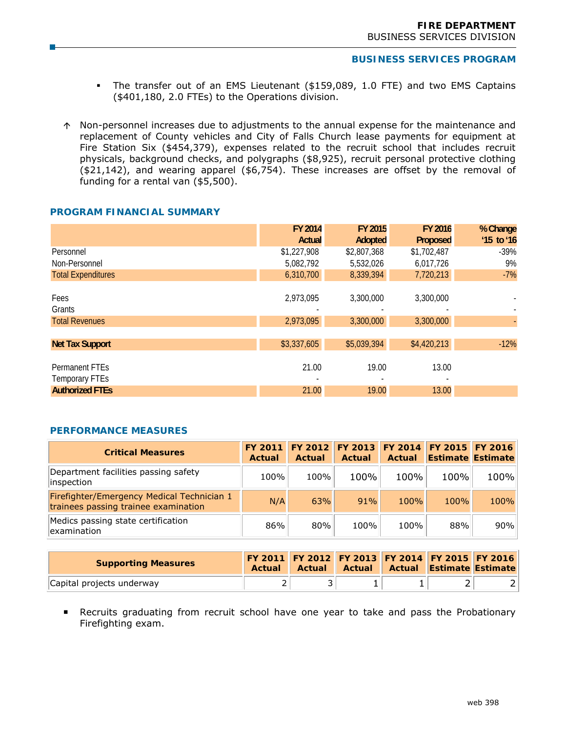- The transfer out of an EMS Lieutenant ($159,089, 1.0 FTE) and two EMS Captains ($401,180, 2.0 FTEs) to the Operations division.

↑ Non-personnel increases due to adjustments to the annual expense for the maintenance and replacement of County vehicles and City of Falls Church lease payments for equipment at Fire Station Six ($454,379), expenses related to the recruit school that includes recruit physicals, background checks, and polygraphs ($8,925), recruit personal protective clothing ($21,142), and wearing apparel ($6,754). These increases are offset by the removal of funding for a rental van ($5,500).

## PROGRAM FINANCIAL SUMMARY

| | FY 2014 Actual | FY 2015 Adopted | FY 2016 Proposed | % Change '15 to '16 |
|---|---|---|---|---|
| Personnel | $1,227,908 | $2,807,368 | $1,702,487 | -39% |
| Non-Personnel | 5,082,792 | 5,532,026 | 6,017,726 | 9% |
| Total Expenditures | 6,310,700 | 8,339,394 | 7,720,213 | -7% |
| | | | | |
| Fees | 2,973,095 | 3,300,000 | 3,300,000 | - |
| Grants | - | - | - | - |
| Total Revenues | 2,973,095 | 3,300,000 | 3,300,000 | - |
| | | | | |
| **Net Tax Support** | $3,337,605 | $5,039,394 | $4,420,213 | -12% |
| | | | | |
| Permanent FTEs | 21.00 | 19.00 | 13.00 | |
| Temporary FTEs | - | - | - | |
| **Authorized FTEs** | 21.00 | 19.00 | 13.00 | |

## PERFORMANCE MEASURES

| Critical Measures | FY 2011 Actual | FY 2012 Actual | FY 2013 Actual | FY 2014 Actual | FY 2015 Estimate | FY 2016 Estimate |
|---|---|---|---|---|---|---|
| Department facilities passing safety inspection | 100% | 100% | 100% | 100% | 100% | 100% |
| Firefighter/Emergency Medical Technician 1 trainees passing trainee examination | N/A | 63% | 91% | 100% | 100% | 100% |
| Medics passing state certification examination | 86% | 80% | 100% | 100% | 88% | 90% |

| Supporting Measures | FY 2011 Actual | FY 2012 Actual | FY 2013 Actual | FY 2014 Actual | FY 2015 Estimate | FY 2016 Estimate |
|---|---|---|---|---|---|---|
| Capital projects underway | 2 | 3 | 1 | 1 | 2 | 2 |

- Recruits graduating from recruit school have one year to take and pass the Probationary Firefighting exam.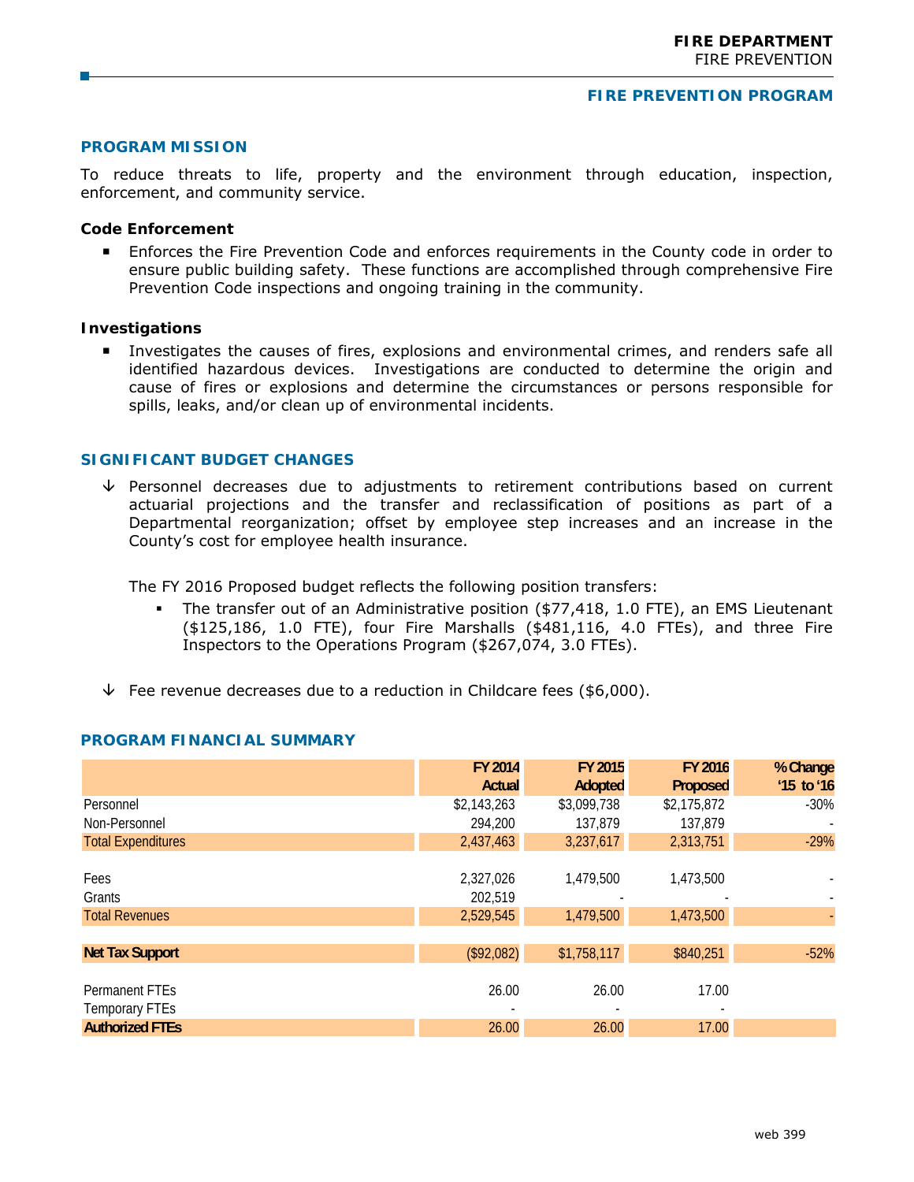## FIRE PREVENTION PROGRAM

### PROGRAM MISSION

To reduce threats to life, property and the environment through education, inspection, enforcement, and community service.

**Code Enforcement**

- Enforces the Fire Prevention Code and enforces requirements in the County code in order to ensure public building safety. These functions are accomplished through comprehensive Fire Prevention Code inspections and ongoing training in the community.

**Investigations**

- Investigates the causes of fires, explosions and environmental crimes, and renders safe all identified hazardous devices. Investigations are conducted to determine the origin and cause of fires or explosions and determine the circumstances or persons responsible for spills, leaks, and/or clean up of environmental incidents.

### SIGNIFICANT BUDGET CHANGES

↓ Personnel decreases due to adjustments to retirement contributions based on current actuarial projections and the transfer and reclassification of positions as part of a Departmental reorganization; offset by employee step increases and an increase in the County's cost for employee health insurance.

The FY 2016 Proposed budget reflects the following position transfers:

- The transfer out of an Administrative position ($77,418, 1.0 FTE), an EMS Lieutenant ($125,186, 1.0 FTE), four Fire Marshalls ($481,116, 4.0 FTEs), and three Fire Inspectors to the Operations Program ($267,074, 3.0 FTEs).

↓ Fee revenue decreases due to a reduction in Childcare fees ($6,000).

### PROGRAM FINANCIAL SUMMARY

| | FY 2014 Actual | FY 2015 Adopted | FY 2016 Proposed | % Change '15 to '16 |
|---|---|---|---|---|
| Personnel | $2,143,263 | $3,099,738 | $2,175,872 | -30% |
| Non-Personnel | 294,200 | 137,879 | 137,879 | - |
| Total Expenditures | 2,437,463 | 3,237,617 | 2,313,751 | -29% |
| | | | | |
| Fees | 2,327,026 | 1,479,500 | 1,473,500 | - |
| Grants | 202,519 | - | - | - |
| Total Revenues | 2,529,545 | 1,479,500 | 1,473,500 | - |
| | | | | |
| **Net Tax Support** | ($92,082) | $1,758,117 | $840,251 | -52% |
| | | | | |
| Permanent FTEs | 26.00 | 26.00 | 17.00 | |
| Temporary FTEs | - | - | - | |
| **Authorized FTEs** | 26.00 | 26.00 | 17.00 | |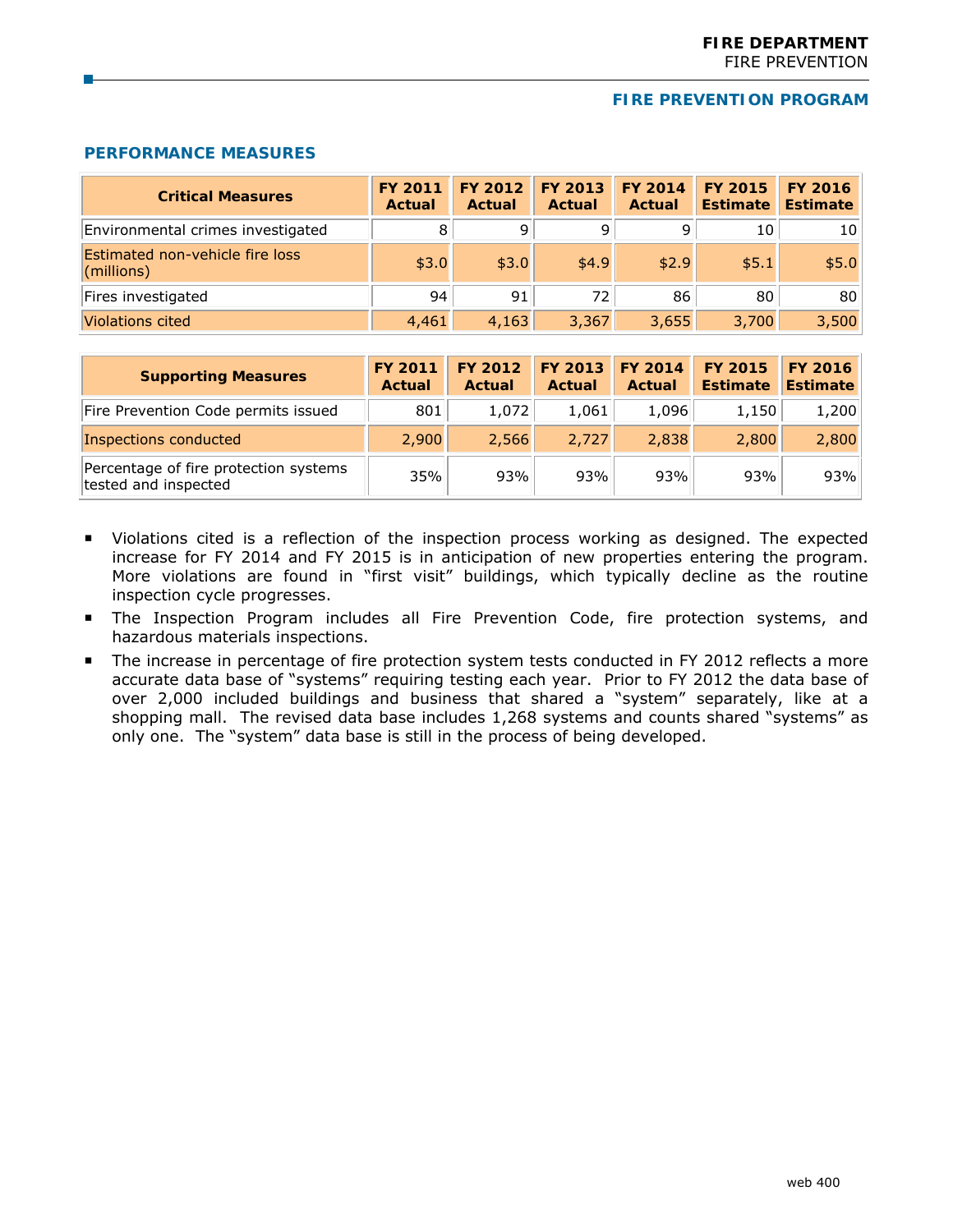## FIRE PREVENTION PROGRAM

### PERFORMANCE MEASURES

| Critical Measures | FY 2011 Actual | FY 2012 Actual | FY 2013 Actual | FY 2014 Actual | FY 2015 Estimate | FY 2016 Estimate |
|---|---|---|---|---|---|---|
| Environmental crimes investigated | 8 | 9 | 9 | 9 | 10 | 10 |
| Estimated non-vehicle fire loss (millions) | $3.0 | $3.0 | $4.9 | $2.9 | $5.1 | $5.0 |
| Fires investigated | 94 | 91 | 72 | 86 | 80 | 80 |
| Violations cited | 4,461 | 4,163 | 3,367 | 3,655 | 3,700 | 3,500 |

| Supporting Measures | FY 2011 Actual | FY 2012 Actual | FY 2013 Actual | FY 2014 Actual | FY 2015 Estimate | FY 2016 Estimate |
|---|---|---|---|---|---|---|
| Fire Prevention Code permits issued | 801 | 1,072 | 1,061 | 1,096 | 1,150 | 1,200 |
| Inspections conducted | 2,900 | 2,566 | 2,727 | 2,838 | 2,800 | 2,800 |
| Percentage of fire protection systems tested and inspected | 35% | 93% | 93% | 93% | 93% | 93% |

- Violations cited is a reflection of the inspection process working as designed. The expected increase for FY 2014 and FY 2015 is in anticipation of new properties entering the program. More violations are found in "first visit" buildings, which typically decline as the routine inspection cycle progresses.
- The Inspection Program includes all Fire Prevention Code, fire protection systems, and hazardous materials inspections.
- The increase in percentage of fire protection system tests conducted in FY 2012 reflects a more accurate data base of "systems" requiring testing each year. Prior to FY 2012 the data base of over 2,000 included buildings and business that shared a "system" separately, like at a shopping mall. The revised data base includes 1,268 systems and counts shared "systems" as only one. The "system" data base is still in the process of being developed.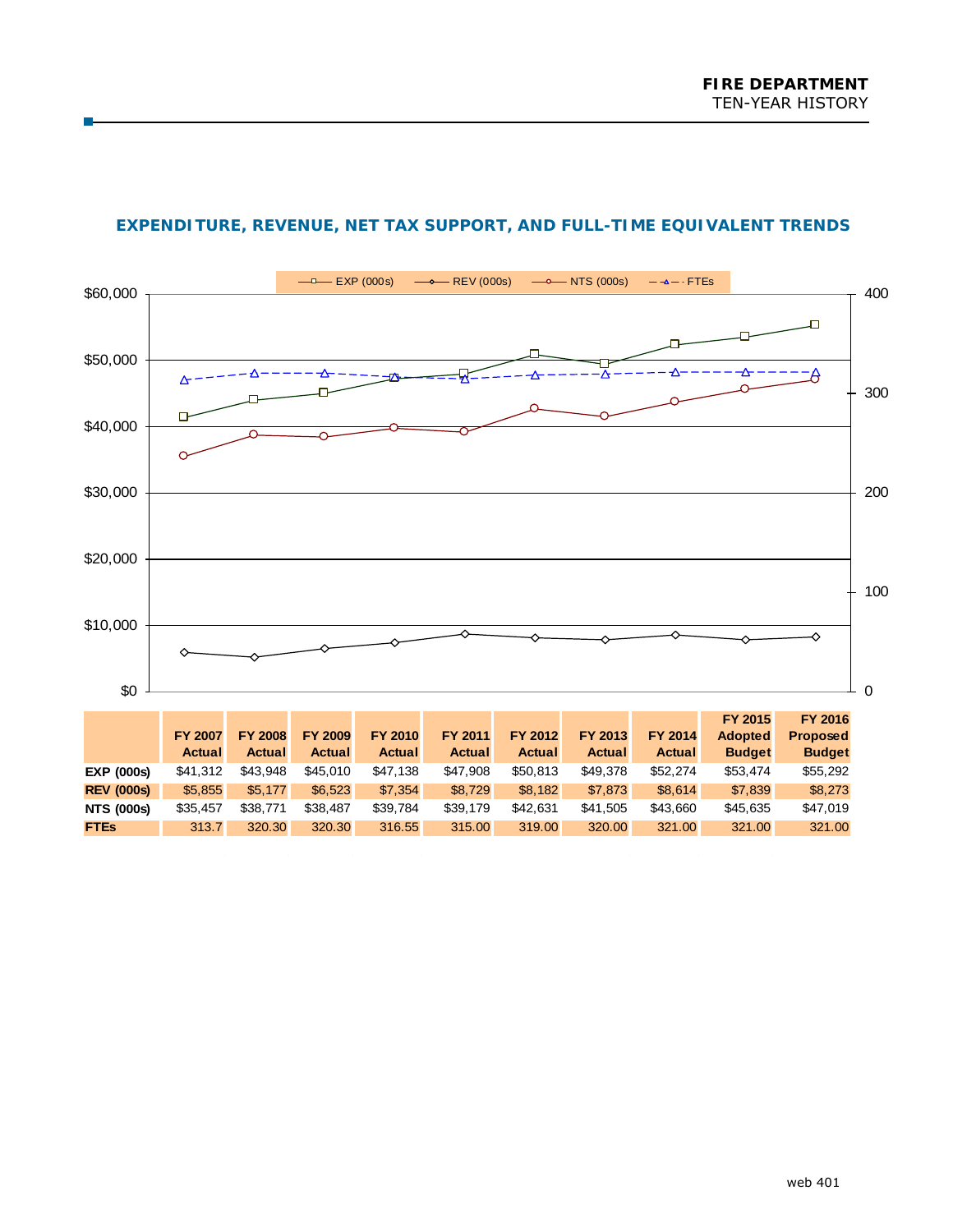## EXPENDITURE, REVENUE, NET TAX SUPPORT, AND FULL-TIME EQUIVALENT TRENDS

|  | FY 2007 Actual | FY 2008 Actual | FY 2009 Actual | FY 2010 Actual | FY 2011 Actual | FY 2012 Actual | FY 2013 Actual | FY 2014 Actual | FY 2015 Adopted Budget | FY 2016 Proposed Budget |
|---|---|---|---|---|---|---|---|---|---|---|
| **EXP (000s)** | $41,312 | $43,948 | $45,010 | $47,138 | $47,908 | $50,813 | $49,378 | $52,274 | $53,474 | $55,292 |
| **REV (000s)** | $5,855 | $5,177 | $6,523 | $7,354 | $8,729 | $8,182 | $7,873 | $8,614 | $7,839 | $8,273 |
| **NTS (000s)** | $35,457 | $38,771 | $38,487 | $39,784 | $39,179 | $42,631 | $41,505 | $43,660 | $45,635 | $47,019 |
| **FTEs** | 313.7 | 320.30 | 320.30 | 316.55 | 315.00 | 319.00 | 320.00 | 321.00 | 321.00 | 321.00 |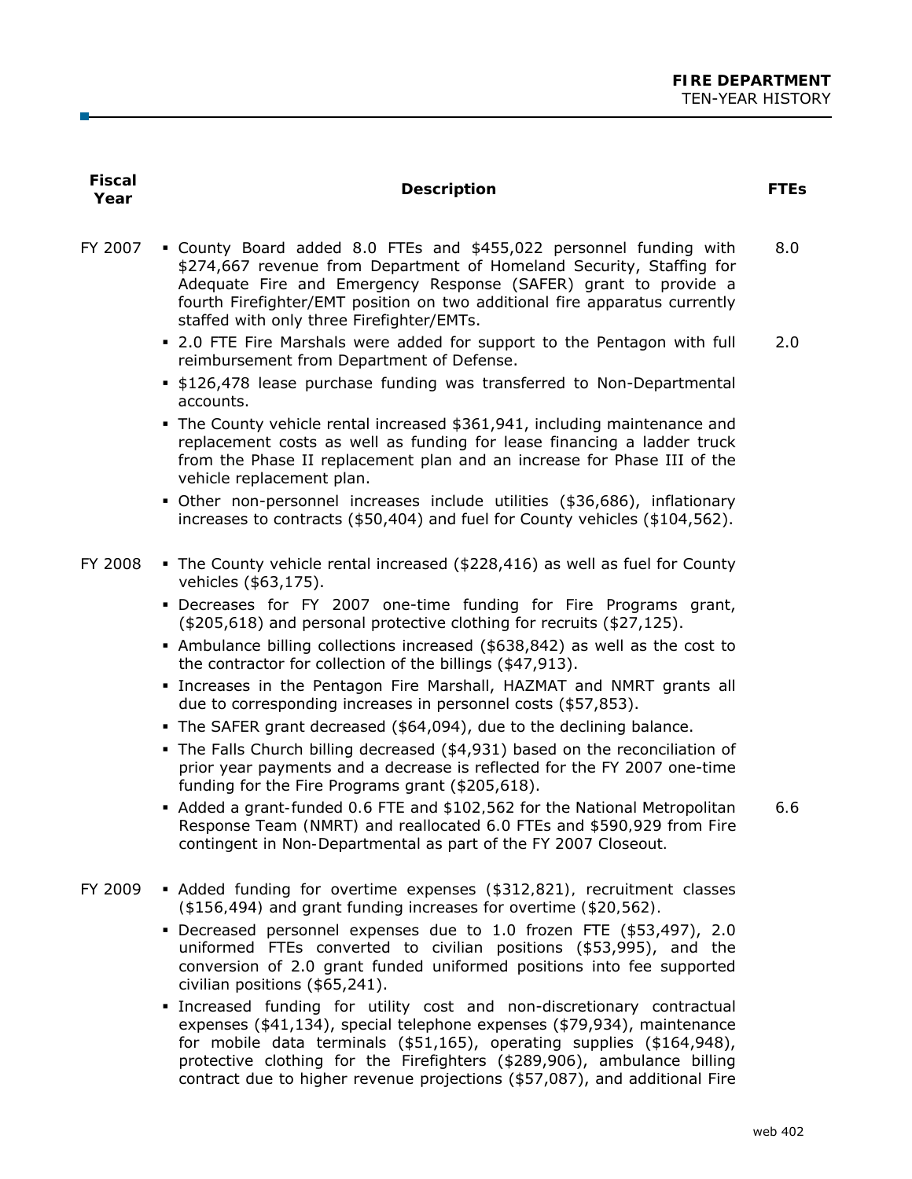| Fiscal Year | Description | FTEs |
|---|---|---|
| FY 2007 | ▪ County Board added 8.0 FTEs and $455,022 personnel funding with $274,667 revenue from Department of Homeland Security, Staffing for Adequate Fire and Emergency Response (SAFER) grant to provide a fourth Firefighter/EMT position on two additional fire apparatus currently staffed with only three Firefighter/EMTs. | 8.0 |
| | ▪ 2.0 FTE Fire Marshals were added for support to the Pentagon with full reimbursement from Department of Defense. | 2.0 |
| | ▪ $126,478 lease purchase funding was transferred to Non-Departmental accounts. | |
| | ▪ The County vehicle rental increased $361,941, including maintenance and replacement costs as well as funding for lease financing a ladder truck from the Phase II replacement plan and an increase for Phase III of the vehicle replacement plan. | |
| | ▪ Other non-personnel increases include utilities ($36,686), inflationary increases to contracts ($50,404) and fuel for County vehicles ($104,562). | |
| FY 2008 | ▪ The County vehicle rental increased ($228,416) as well as fuel for County vehicles ($63,175). | |
| | ▪ Decreases for FY 2007 one-time funding for Fire Programs grant, ($205,618) and personal protective clothing for recruits ($27,125). | |
| | ▪ Ambulance billing collections increased ($638,842) as well as the cost to the contractor for collection of the billings ($47,913). | |
| | ▪ Increases in the Pentagon Fire Marshall, HAZMAT and NMRT grants all due to corresponding increases in personnel costs ($57,853). | |
| | ▪ The SAFER grant decreased ($64,094), due to the declining balance. | |
| | ▪ The Falls Church billing decreased ($4,931) based on the reconciliation of prior year payments and a decrease is reflected for the FY 2007 one-time funding for the Fire Programs grant ($205,618). | |
| | ▪ Added a grant-funded 0.6 FTE and $102,562 for the National Metropolitan Response Team (NMRT) and reallocated 6.0 FTEs and $590,929 from Fire contingent in Non-Departmental as part of the FY 2007 Closeout. | 6.6 |
| FY 2009 | ▪ Added funding for overtime expenses ($312,821), recruitment classes ($156,494) and grant funding increases for overtime ($20,562). | |
| | ▪ Decreased personnel expenses due to 1.0 frozen FTE ($53,497), 2.0 uniformed FTEs converted to civilian positions ($53,995), and the conversion of 2.0 grant funded uniformed positions into fee supported civilian positions ($65,241). | |
| | ▪ Increased funding for utility cost and non-discretionary contractual expenses ($41,134), special telephone expenses ($79,934), maintenance for mobile data terminals ($51,165), operating supplies ($164,948), protective clothing for the Firefighters ($289,906), ambulance billing contract due to higher revenue projections ($57,087), and additional Fire | |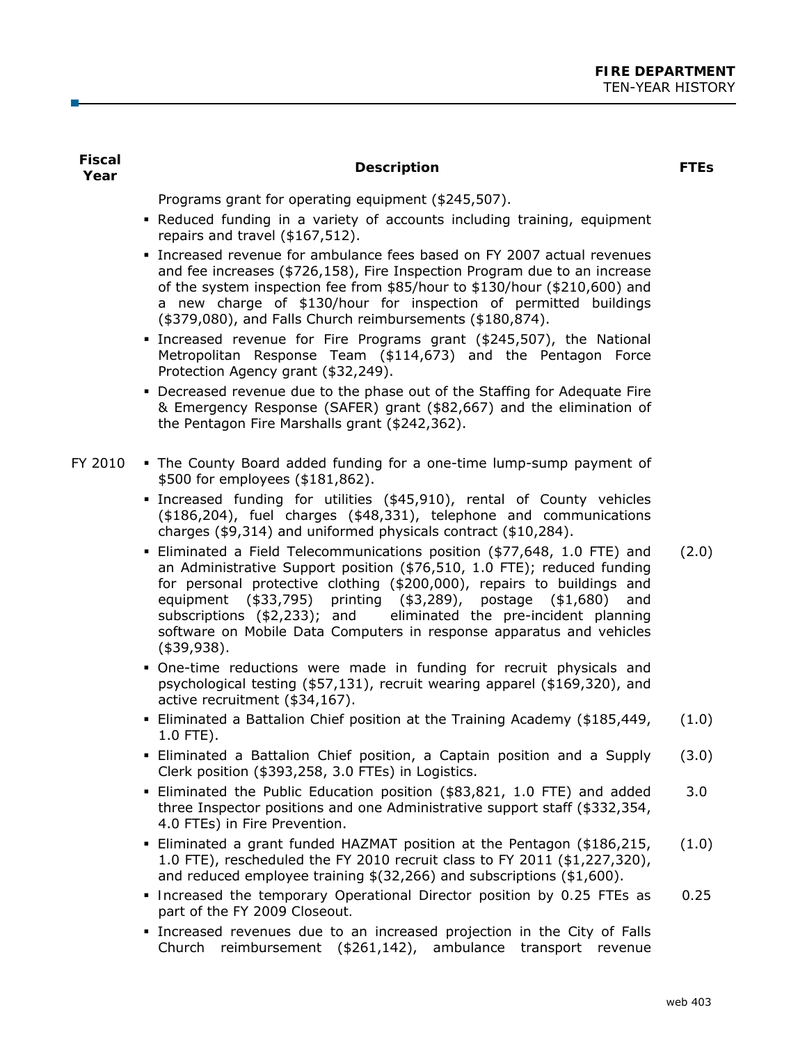| Fiscal Year | Description | FTEs |
|---|---|---|
| | Programs grant for operating equipment ($245,507). | |
| | ▪ Reduced funding in a variety of accounts including training, equipment repairs and travel ($167,512). | |
| | ▪ Increased revenue for ambulance fees based on FY 2007 actual revenues and fee increases ($726,158), Fire Inspection Program due to an increase of the system inspection fee from $85/hour to $130/hour ($210,600) and a new charge of $130/hour for inspection of permitted buildings ($379,080), and Falls Church reimbursements ($180,874). | |
| | ▪ Increased revenue for Fire Programs grant ($245,507), the National Metropolitan Response Team ($114,673) and the Pentagon Force Protection Agency grant ($32,249). | |
| | ▪ Decreased revenue due to the phase out of the Staffing for Adequate Fire & Emergency Response (SAFER) grant ($82,667) and the elimination of the Pentagon Fire Marshalls grant ($242,362). | |
| FY 2010 | ▪ The County Board added funding for a one-time lump-sump payment of $500 for employees ($181,862). | |
| | ▪ Increased funding for utilities ($45,910), rental of County vehicles ($186,204), fuel charges ($48,331), telephone and communications charges ($9,314) and uniformed physicals contract ($10,284). | |
| | ▪ Eliminated a Field Telecommunications position ($77,648, 1.0 FTE) and an Administrative Support position ($76,510, 1.0 FTE); reduced funding for personal protective clothing ($200,000), repairs to buildings and equipment ($33,795) printing ($3,289), postage ($1,680) and subscriptions ($2,233); and eliminated the pre-incident planning software on Mobile Data Computers in response apparatus and vehicles ($39,938). | (2.0) |
| | ▪ One-time reductions were made in funding for recruit physicals and psychological testing ($57,131), recruit wearing apparel ($169,320), and active recruitment ($34,167). | |
| | ▪ Eliminated a Battalion Chief position at the Training Academy ($185,449, 1.0 FTE). | (1.0) |
| | ▪ Eliminated a Battalion Chief position, a Captain position and a Supply Clerk position ($393,258, 3.0 FTEs) in Logistics. | (3.0) |
| | ▪ Eliminated the Public Education position ($83,821, 1.0 FTE) and added three Inspector positions and one Administrative support staff ($332,354, 4.0 FTEs) in Fire Prevention. | 3.0 |
| | ▪ Eliminated a grant funded HAZMAT position at the Pentagon ($186,215, 1.0 FTE), rescheduled the FY 2010 recruit class to FY 2011 ($1,227,320), and reduced employee training $(32,266) and subscriptions ($1,600). | (1.0) |
| | ▪ Increased the temporary Operational Director position by 0.25 FTEs as part of the FY 2009 Closeout. | 0.25 |
| | ▪ Increased revenues due to an increased projection in the City of Falls Church reimbursement ($261,142), ambulance transport revenue | |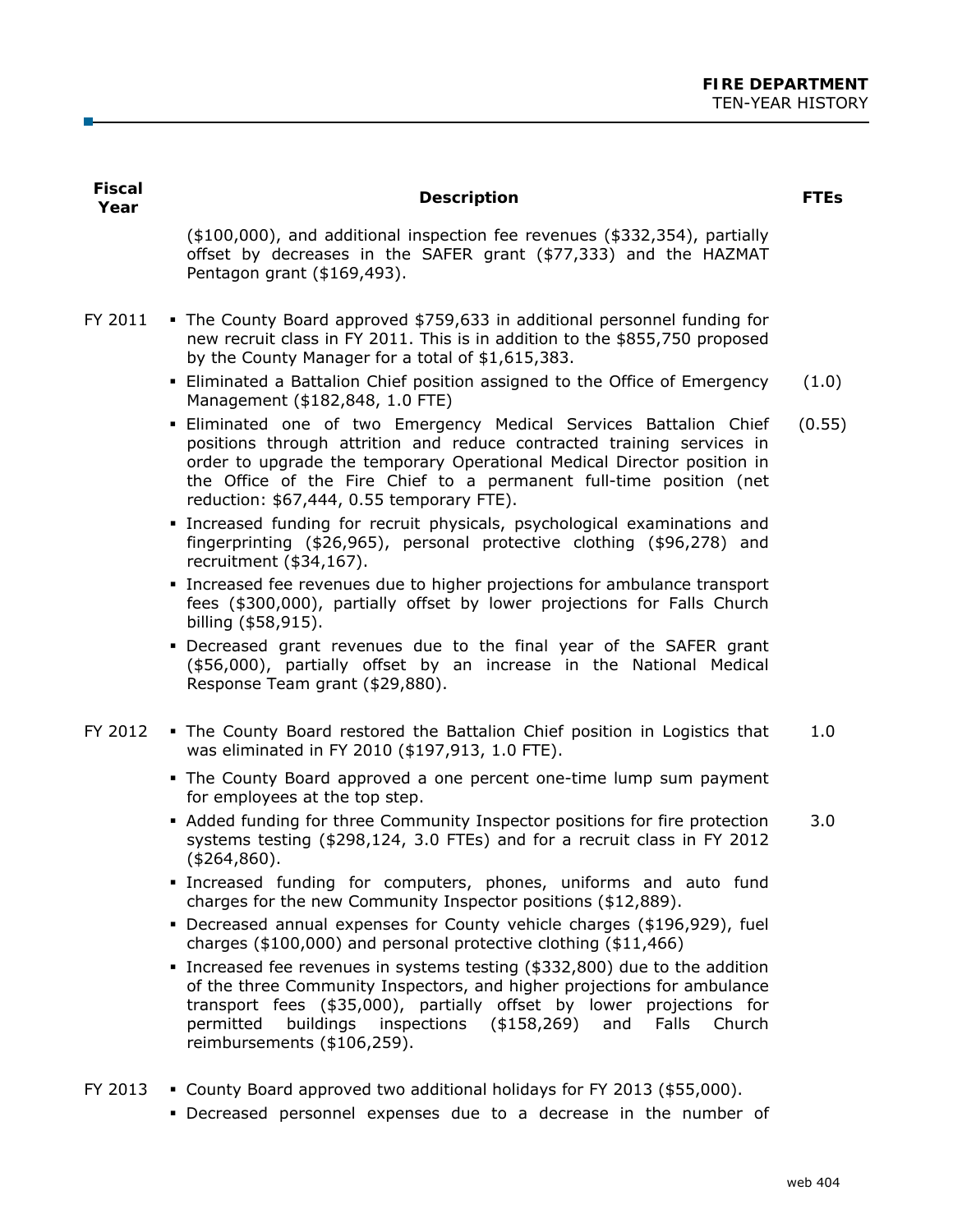| Fiscal Year | Description | FTEs |
|---|---|---|
| | ($100,000), and additional inspection fee revenues ($332,354), partially offset by decreases in the SAFER grant ($77,333) and the HAZMAT Pentagon grant ($169,493). | |
| FY 2011 | ▪ The County Board approved $759,633 in additional personnel funding for new recruit class in FY 2011. This is in addition to the $855,750 proposed by the County Manager for a total of $1,615,383. | |
| | ▪ Eliminated a Battalion Chief position assigned to the Office of Emergency Management ($182,848, 1.0 FTE) | (1.0) |
| | ▪ Eliminated one of two Emergency Medical Services Battalion Chief positions through attrition and reduce contracted training services in order to upgrade the temporary Operational Medical Director position in the Office of the Fire Chief to a permanent full-time position (net reduction: $67,444, 0.55 temporary FTE). | (0.55) |
| | ▪ Increased funding for recruit physicals, psychological examinations and fingerprinting ($26,965), personal protective clothing ($96,278) and recruitment ($34,167). | |
| | ▪ Increased fee revenues due to higher projections for ambulance transport fees ($300,000), partially offset by lower projections for Falls Church billing ($58,915). | |
| | ▪ Decreased grant revenues due to the final year of the SAFER grant ($56,000), partially offset by an increase in the National Medical Response Team grant ($29,880). | |
| FY 2012 | ▪ The County Board restored the Battalion Chief position in Logistics that was eliminated in FY 2010 ($197,913, 1.0 FTE). | 1.0 |
| | ▪ The County Board approved a one percent one-time lump sum payment for employees at the top step. | |
| | ▪ Added funding for three Community Inspector positions for fire protection systems testing ($298,124, 3.0 FTEs) and for a recruit class in FY 2012 ($264,860). | 3.0 |
| | ▪ Increased funding for computers, phones, uniforms and auto fund charges for the new Community Inspector positions ($12,889). | |
| | ▪ Decreased annual expenses for County vehicle charges ($196,929), fuel charges ($100,000) and personal protective clothing ($11,466) | |
| | ▪ Increased fee revenues in systems testing ($332,800) due to the addition of the three Community Inspectors, and higher projections for ambulance transport fees ($35,000), partially offset by lower projections for permitted buildings inspections ($158,269) and Falls Church reimbursements ($106,259). | |
| FY 2013 | ▪ County Board approved two additional holidays for FY 2013 ($55,000). | |
| | ▪ Decreased personnel expenses due to a decrease in the number of | |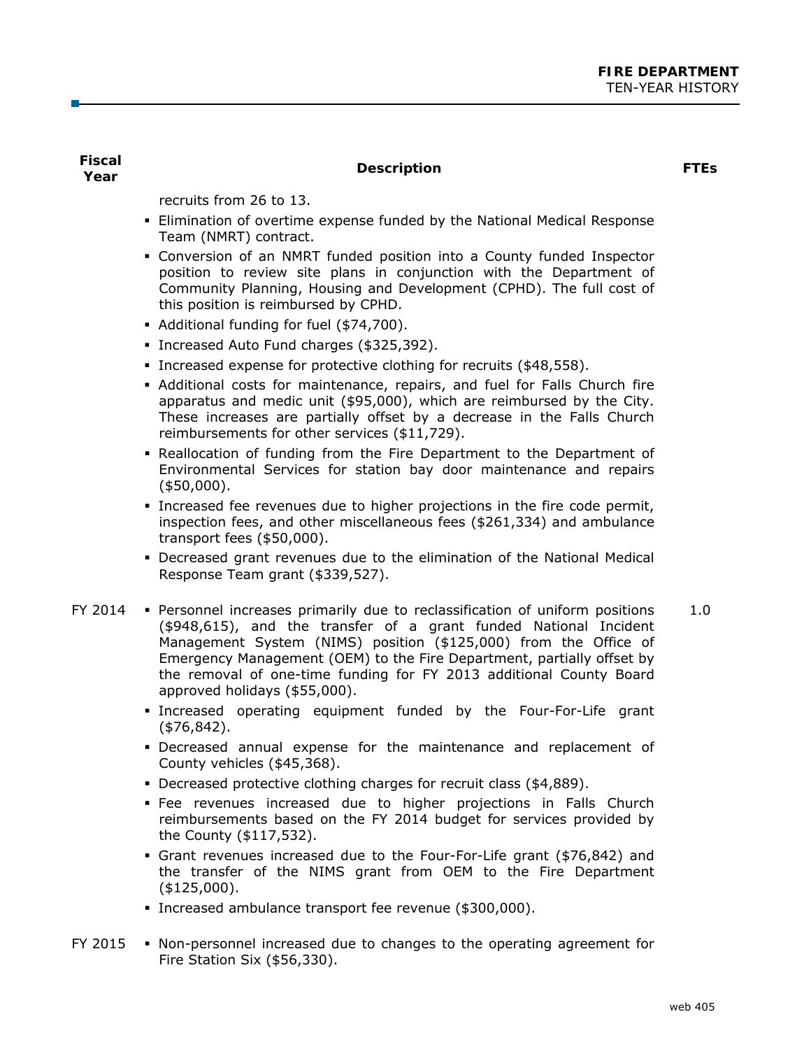| Fiscal Year | Description | FTEs |
|---|---|---|
| | recruits from 26 to 13. | |
| | ▪ Elimination of overtime expense funded by the National Medical Response Team (NMRT) contract. | |
| | ▪ Conversion of an NMRT funded position into a County funded Inspector position to review site plans in conjunction with the Department of Community Planning, Housing and Development (CPHD). The full cost of this position is reimbursed by CPHD. | |
| | ▪ Additional funding for fuel ($74,700). | |
| | ▪ Increased Auto Fund charges ($325,392). | |
| | ▪ Increased expense for protective clothing for recruits ($48,558). | |
| | ▪ Additional costs for maintenance, repairs, and fuel for Falls Church fire apparatus and medic unit ($95,000), which are reimbursed by the City. These increases are partially offset by a decrease in the Falls Church reimbursements for other services ($11,729). | |
| | ▪ Reallocation of funding from the Fire Department to the Department of Environmental Services for station bay door maintenance and repairs ($50,000). | |
| | ▪ Increased fee revenues due to higher projections in the fire code permit, inspection fees, and other miscellaneous fees ($261,334) and ambulance transport fees ($50,000). | |
| | ▪ Decreased grant revenues due to the elimination of the National Medical Response Team grant ($339,527). | |
| FY 2014 | ▪ Personnel increases primarily due to reclassification of uniform positions ($948,615), and the transfer of a grant funded National Incident Management System (NIMS) position ($125,000) from the Office of Emergency Management (OEM) to the Fire Department, partially offset by the removal of one-time funding for FY 2013 additional County Board approved holidays ($55,000). | 1.0 |
| | ▪ Increased operating equipment funded by the Four-For-Life grant ($76,842). | |
| | ▪ Decreased annual expense for the maintenance and replacement of County vehicles ($45,368). | |
| | ▪ Decreased protective clothing charges for recruit class ($4,889). | |
| | ▪ Fee revenues increased due to higher projections in Falls Church reimbursements based on the FY 2014 budget for services provided by the County ($117,532). | |
| | ▪ Grant revenues increased due to the Four-For-Life grant ($76,842) and the transfer of the NIMS grant from OEM to the Fire Department ($125,000). | |
| | ▪ Increased ambulance transport fee revenue ($300,000). | |
| FY 2015 | ▪ Non-personnel increased due to changes to the operating agreement for Fire Station Six ($56,330). | |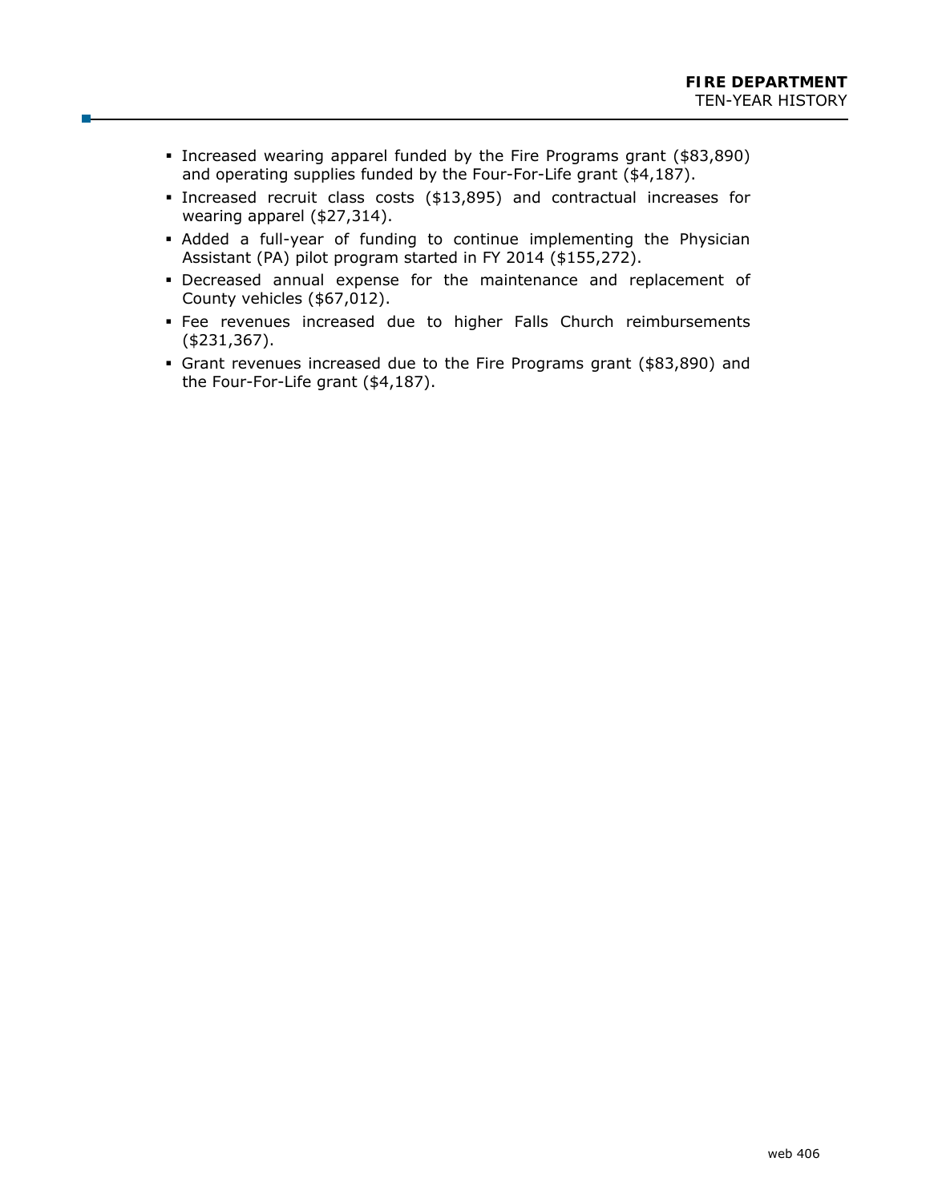- Increased wearing apparel funded by the Fire Programs grant ($83,890) and operating supplies funded by the Four-For-Life grant ($4,187).
- Increased recruit class costs ($13,895) and contractual increases for wearing apparel ($27,314).
- Added a full-year of funding to continue implementing the Physician Assistant (PA) pilot program started in FY 2014 ($155,272).
- Decreased annual expense for the maintenance and replacement of County vehicles ($67,012).
- Fee revenues increased due to higher Falls Church reimbursements ($231,367).
- Grant revenues increased due to the Fire Programs grant ($83,890) and the Four-For-Life grant ($4,187).